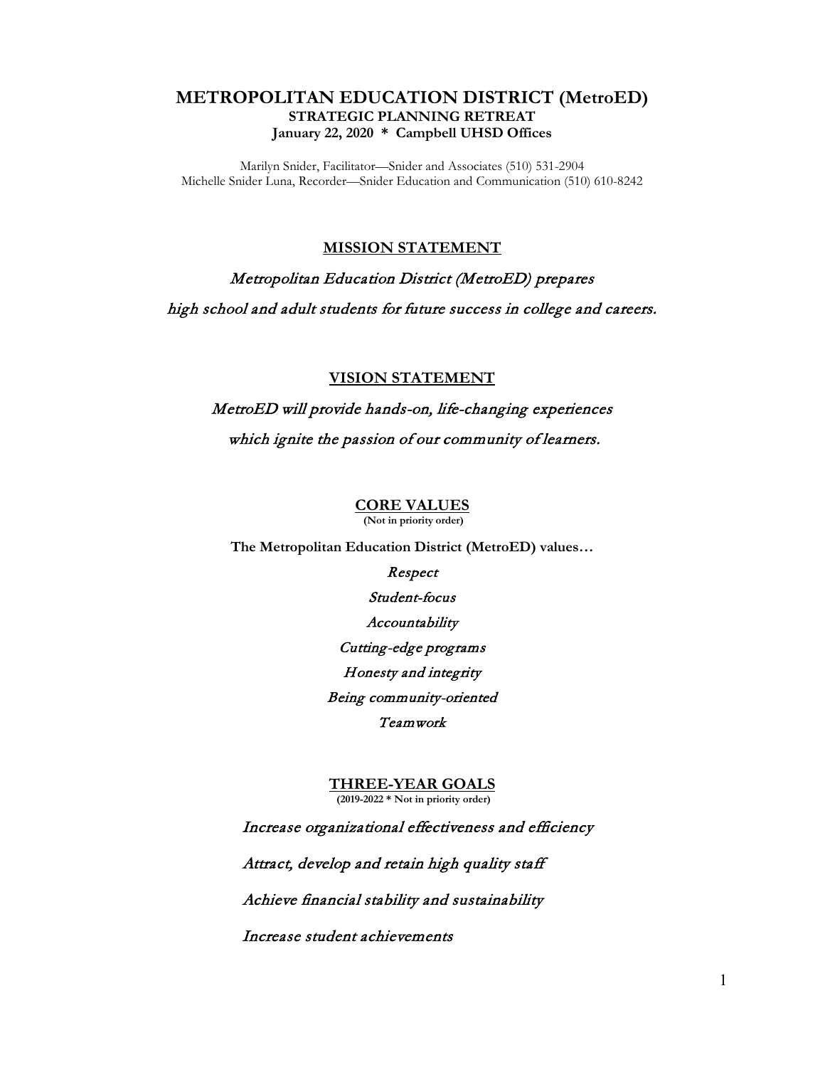# METROPOLITAN EDUCATION DISTRICT (MetroED)

**STRATEGIC PLANNING RETREAT**

**January 22, 2020 * Campbell UHSD Offices**

Marilyn Snider, Facilitator—Snider and Associates (510) 531-2904
Michelle Snider Luna, Recorder—Snider Education and Communication (510) 610-8242

## MISSION STATEMENT

*Metropolitan Education District (MetroED) prepares high school and adult students for future success in college and careers.*

## VISION STATEMENT

*MetroED will provide hands-on, life-changing experiences which ignite the passion of our community of learners.*

## CORE VALUES

**(Not in priority order)**

**The Metropolitan Education District (MetroED) values…**

*Respect*

*Student-focus*

*Accountability*

*Cutting-edge programs*

*Honesty and integrity*

*Being community-oriented*

*Teamwork*

## THREE-YEAR GOALS

**(2019-2022 * Not in priority order)**

*Increase organizational effectiveness and efficiency*

*Attract, develop and retain high quality staff*

*Achieve financial stability and sustainability*

*Increase student achievements*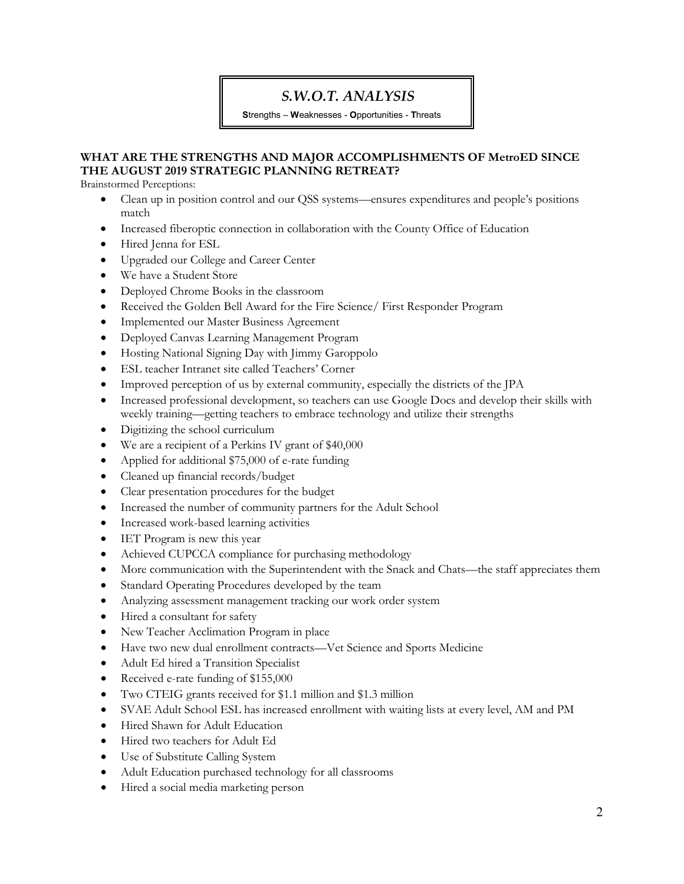# *S.W.O.T. ANALYSIS*

**S**trengths – **W**eaknesses - **O**pportunities - **T**hreats

**WHAT ARE THE STRENGTHS AND MAJOR ACCOMPLISHMENTS OF MetroED SINCE THE AUGUST 2019 STRATEGIC PLANNING RETREAT?**

Brainstormed Perceptions:

- Clean up in position control and our QSS systems—ensures expenditures and people's positions match
- Increased fiberoptic connection in collaboration with the County Office of Education
- Hired Jenna for ESL
- Upgraded our College and Career Center
- We have a Student Store
- Deployed Chrome Books in the classroom
- Received the Golden Bell Award for the Fire Science/ First Responder Program
- Implemented our Master Business Agreement
- Deployed Canvas Learning Management Program
- Hosting National Signing Day with Jimmy Garoppolo
- ESL teacher Intranet site called Teachers' Corner
- Improved perception of us by external community, especially the districts of the JPA
- Increased professional development, so teachers can use Google Docs and develop their skills with weekly training—getting teachers to embrace technology and utilize their strengths
- Digitizing the school curriculum
- We are a recipient of a Perkins IV grant of $40,000
- Applied for additional $75,000 of e-rate funding
- Cleaned up financial records/budget
- Clear presentation procedures for the budget
- Increased the number of community partners for the Adult School
- Increased work-based learning activities
- IET Program is new this year
- Achieved CUPCCA compliance for purchasing methodology
- More communication with the Superintendent with the Snack and Chats—the staff appreciates them
- Standard Operating Procedures developed by the team
- Analyzing assessment management tracking our work order system
- Hired a consultant for safety
- New Teacher Acclimation Program in place
- Have two new dual enrollment contracts—Vet Science and Sports Medicine
- Adult Ed hired a Transition Specialist
- Received e-rate funding of $155,000
- Two CTEIG grants received for $1.1 million and $1.3 million
- SVAE Adult School ESL has increased enrollment with waiting lists at every level, AM and PM
- Hired Shawn for Adult Education
- Hired two teachers for Adult Ed
- Use of Substitute Calling System
- Adult Education purchased technology for all classrooms
- Hired a social media marketing person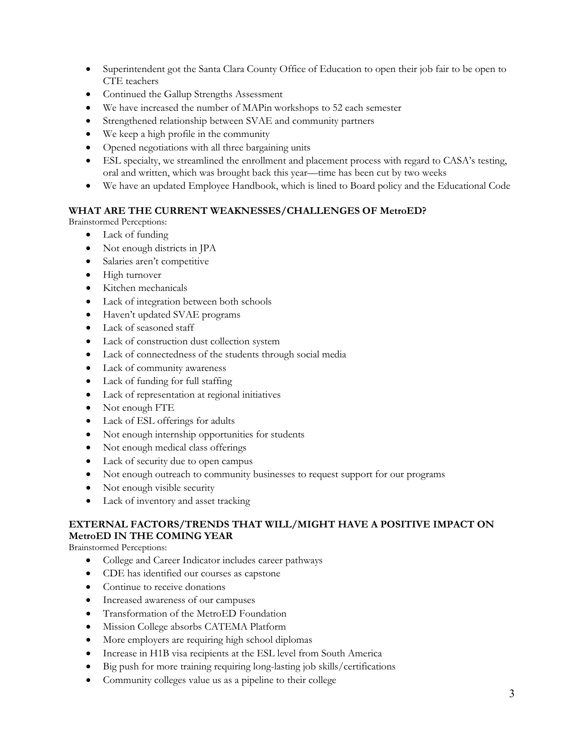- Superintendent got the Santa Clara County Office of Education to open their job fair to be open to CTE teachers
- Continued the Gallup Strengths Assessment
- We have increased the number of MAPin workshops to 52 each semester
- Strengthened relationship between SVAE and community partners
- We keep a high profile in the community
- Opened negotiations with all three bargaining units
- ESL specialty, we streamlined the enrollment and placement process with regard to CASA's testing, oral and written, which was brought back this year—time has been cut by two weeks
- We have an updated Employee Handbook, which is lined to Board policy and the Educational Code

**WHAT ARE THE CURRENT WEAKNESSES/CHALLENGES OF MetroED?**

Brainstormed Perceptions:

- Lack of funding
- Not enough districts in JPA
- Salaries aren't competitive
- High turnover
- Kitchen mechanicals
- Lack of integration between both schools
- Haven't updated SVAE programs
- Lack of seasoned staff
- Lack of construction dust collection system
- Lack of connectedness of the students through social media
- Lack of community awareness
- Lack of funding for full staffing
- Lack of representation at regional initiatives
- Not enough FTE
- Lack of ESL offerings for adults
- Not enough internship opportunities for students
- Not enough medical class offerings
- Lack of security due to open campus
- Not enough outreach to community businesses to request support for our programs
- Not enough visible security
- Lack of inventory and asset tracking

**EXTERNAL FACTORS/TRENDS THAT WILL/MIGHT HAVE A POSITIVE IMPACT ON MetroED IN THE COMING YEAR**

Brainstormed Perceptions:

- College and Career Indicator includes career pathways
- CDE has identified our courses as capstone
- Continue to receive donations
- Increased awareness of our campuses
- Transformation of the MetroED Foundation
- Mission College absorbs CATEMA Platform
- More employers are requiring high school diplomas
- Increase in H1B visa recipients at the ESL level from South America
- Big push for more training requiring long-lasting job skills/certifications
- Community colleges value us as a pipeline to their college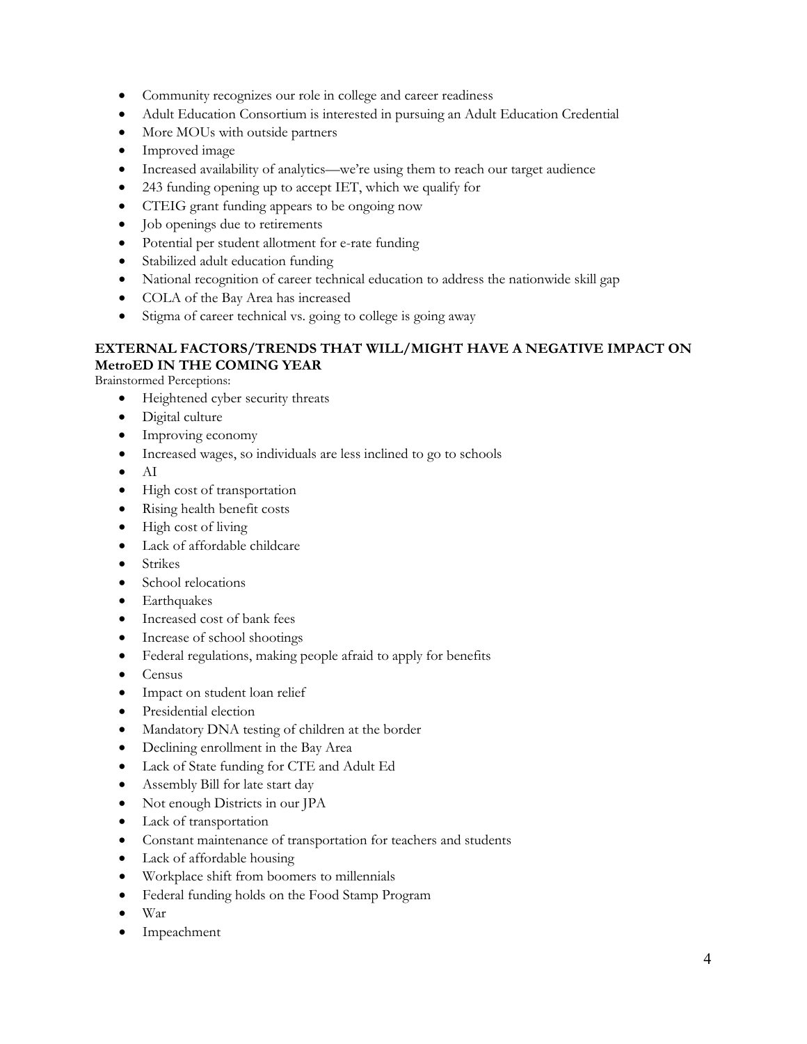- Community recognizes our role in college and career readiness
- Adult Education Consortium is interested in pursuing an Adult Education Credential
- More MOUs with outside partners
- Improved image
- Increased availability of analytics—we're using them to reach our target audience
- 243 funding opening up to accept IET, which we qualify for
- CTEIG grant funding appears to be ongoing now
- Job openings due to retirements
- Potential per student allotment for e-rate funding
- Stabilized adult education funding
- National recognition of career technical education to address the nationwide skill gap
- COLA of the Bay Area has increased
- Stigma of career technical vs. going to college is going away

**EXTERNAL FACTORS/TRENDS THAT WILL/MIGHT HAVE A NEGATIVE IMPACT ON MetroED IN THE COMING YEAR**

Brainstormed Perceptions:

- Heightened cyber security threats
- Digital culture
- Improving economy
- Increased wages, so individuals are less inclined to go to schools
- AI
- High cost of transportation
- Rising health benefit costs
- High cost of living
- Lack of affordable childcare
- Strikes
- School relocations
- Earthquakes
- Increased cost of bank fees
- Increase of school shootings
- Federal regulations, making people afraid to apply for benefits
- Census
- Impact on student loan relief
- Presidential election
- Mandatory DNA testing of children at the border
- Declining enrollment in the Bay Area
- Lack of State funding for CTE and Adult Ed
- Assembly Bill for late start day
- Not enough Districts in our JPA
- Lack of transportation
- Constant maintenance of transportation for teachers and students
- Lack of affordable housing
- Workplace shift from boomers to millennials
- Federal funding holds on the Food Stamp Program
- War
- Impeachment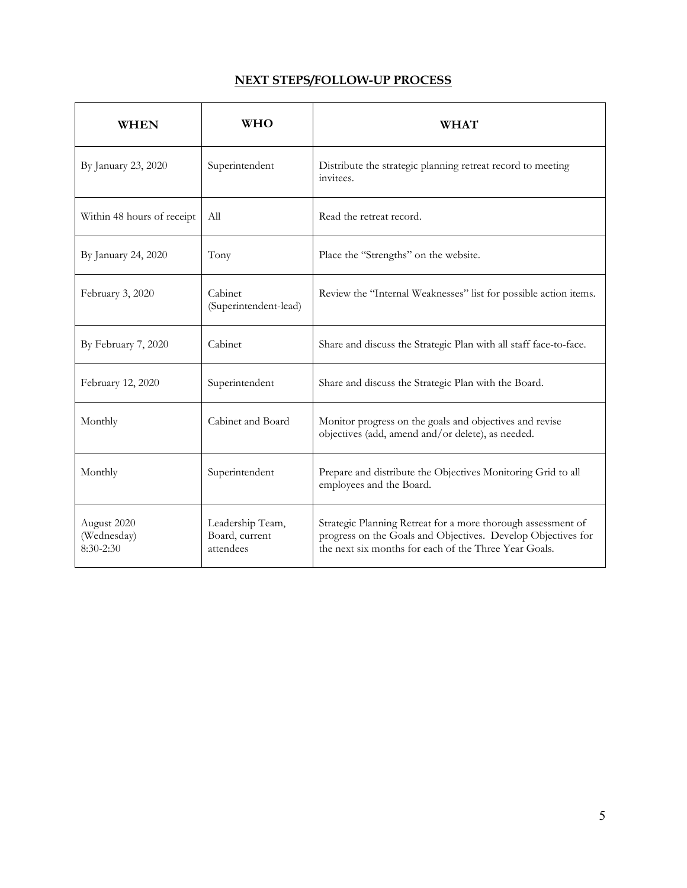## NEXT STEPS/FOLLOW-UP PROCESS

| WHEN | WHO | WHAT |
|---|---|---|
| By January 23, 2020 | Superintendent | Distribute the strategic planning retreat record to meeting invitees. |
| Within 48 hours of receipt | All | Read the retreat record. |
| By January 24, 2020 | Tony | Place the "Strengths" on the website. |
| February 3, 2020 | Cabinet (Superintendent-lead) | Review the "Internal Weaknesses" list for possible action items. |
| By February 7, 2020 | Cabinet | Share and discuss the Strategic Plan with all staff face-to-face. |
| February 12, 2020 | Superintendent | Share and discuss the Strategic Plan with the Board. |
| Monthly | Cabinet and Board | Monitor progress on the goals and objectives and revise objectives (add, amend and/or delete), as needed. |
| Monthly | Superintendent | Prepare and distribute the Objectives Monitoring Grid to all employees and the Board. |
| August 2020 (Wednesday) 8:30-2:30 | Leadership Team, Board, current attendees | Strategic Planning Retreat for a more thorough assessment of progress on the Goals and Objectives. Develop Objectives for the next six months for each of the Three Year Goals. |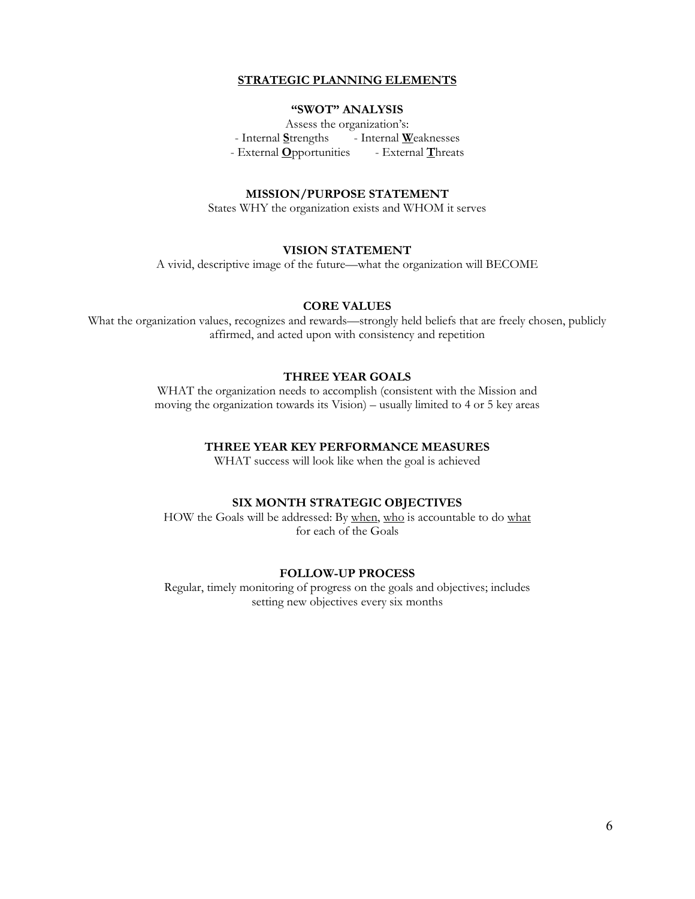## STRATEGIC PLANNING ELEMENTS

### "SWOT" ANALYSIS

Assess the organization's:

- Internal **S**trengths
- Internal **W**eaknesses
- External **O**pportunities
- External **T**hreats

### MISSION/PURPOSE STATEMENT

States WHY the organization exists and WHOM it serves

### VISION STATEMENT

A vivid, descriptive image of the future—what the organization will BECOME

### CORE VALUES

What the organization values, recognizes and rewards—strongly held beliefs that are freely chosen, publicly affirmed, and acted upon with consistency and repetition

### THREE YEAR GOALS

WHAT the organization needs to accomplish (consistent with the Mission and moving the organization towards its Vision) – usually limited to 4 or 5 key areas

### THREE YEAR KEY PERFORMANCE MEASURES

WHAT success will look like when the goal is achieved

### SIX MONTH STRATEGIC OBJECTIVES

HOW the Goals will be addressed: By when, who is accountable to do what for each of the Goals

### FOLLOW-UP PROCESS

Regular, timely monitoring of progress on the goals and objectives; includes setting new objectives every six months